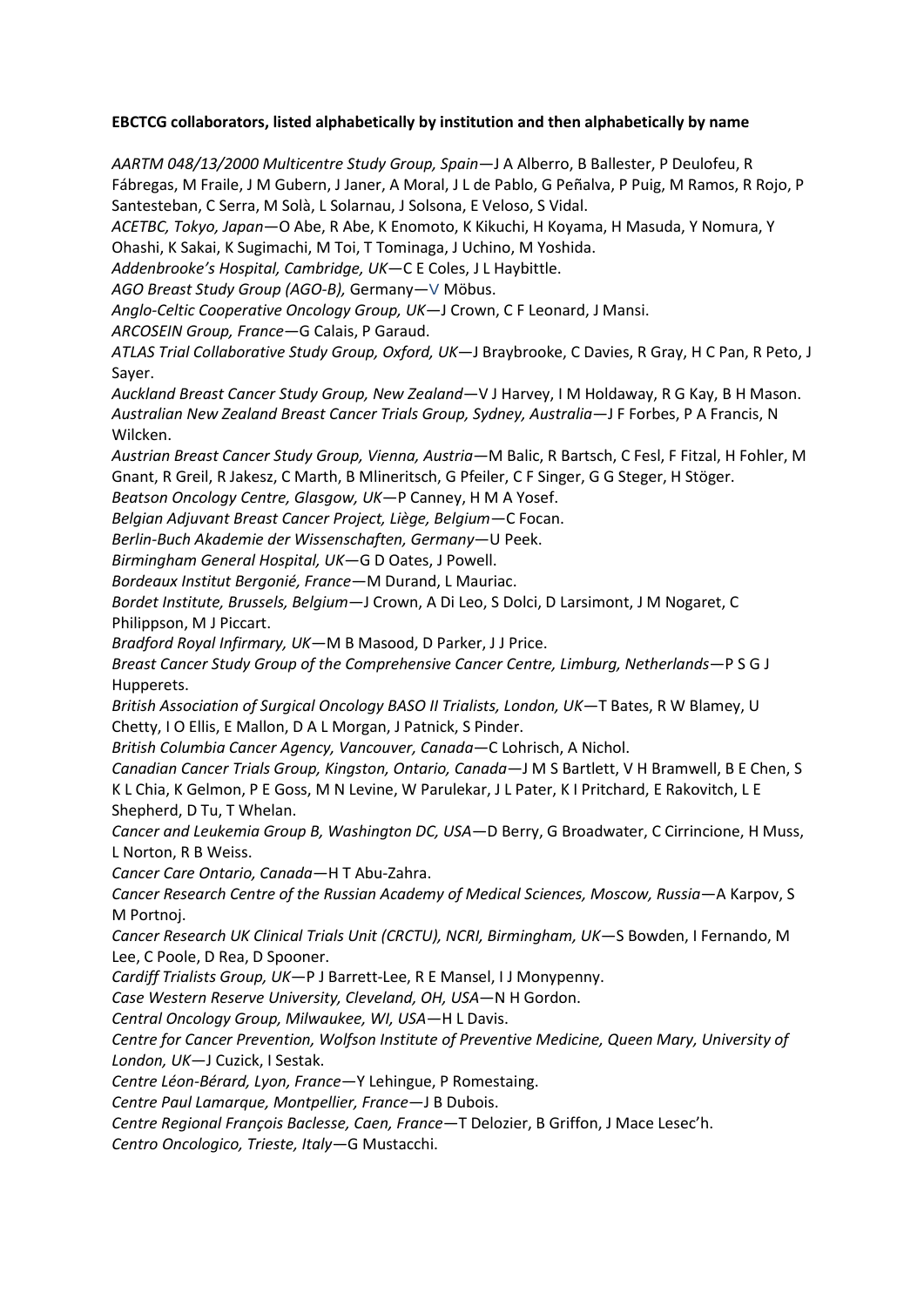**EBCTCG collaborators, listed alphabetically by institution and then alphabetically by name**

*AARTM 048/13/2000 Multicentre Study Group, Spain*—J A Alberro, B Ballester, P Deulofeu, R Fábregas, M Fraile, J M Gubern, J Janer, A Moral, J L de Pablo, G Peñalva, P Puig, M Ramos, R Rojo, P Santesteban, C Serra, M Solà, L Solarnau, J Solsona, E Veloso, S Vidal.

*ACETBC, Tokyo, Japan*—O Abe, R Abe, K Enomoto, K Kikuchi, H Koyama, H Masuda, Y Nomura, Y Ohashi, K Sakai, K Sugimachi, M Toi, T Tominaga, J Uchino, M Yoshida.

*Addenbrooke's Hospital, Cambridge, UK*—C E Coles, J L Haybittle.

*AGO Breast Study Group (AGO-B),* Germany—V Möbus.

*Anglo-Celtic Cooperative Oncology Group, UK*—J Crown, C F Leonard, J Mansi.

*ARCOSEIN Group, France*—G Calais, P Garaud.

*ATLAS Trial Collaborative Study Group, Oxford, UK*—J Braybrooke, C Davies, R Gray, H C Pan, R Peto, J Sayer.

*Auckland Breast Cancer Study Group, New Zealand*—V J Harvey, I M Holdaway, R G Kay, B H Mason.

*Australian New Zealand Breast Cancer Trials Group, Sydney, Australia*—J F Forbes, P A Francis, N Wilcken.

*Austrian Breast Cancer Study Group, Vienna, Austria*—M Balic, R Bartsch, C Fesl, F Fitzal, H Fohler, M Gnant, R Greil, R Jakesz, C Marth, B Mlineritsch, G Pfeiler, C F Singer, G G Steger, H Stöger.

*Beatson Oncology Centre, Glasgow, UK*—P Canney, H M A Yosef.

*Belgian Adjuvant Breast Cancer Project, Liège, Belgium*—C Focan.

*Berlin-Buch Akademie der Wissenschaften, Germany*—U Peek.

*Birmingham General Hospital, UK*—G D Oates, J Powell.

*Bordeaux Institut Bergonié, France*—M Durand, L Mauriac.

*Bordet Institute, Brussels, Belgium*—J Crown, A Di Leo, S Dolci, D Larsimont, J M Nogaret, C Philippson, M J Piccart.

*Bradford Royal Infirmary, UK*—M B Masood, D Parker, J J Price.

*Breast Cancer Study Group of the Comprehensive Cancer Centre, Limburg, Netherlands*—P S G J Hupperets.

*British Association of Surgical Oncology BASO II Trialists, London, UK*—T Bates, R W Blamey, U Chetty, I O Ellis, E Mallon, D A L Morgan, J Patnick, S Pinder.

*British Columbia Cancer Agency, Vancouver, Canada*—C Lohrisch, A Nichol.

*Canadian Cancer Trials Group, Kingston, Ontario, Canada*—J M S Bartlett, V H Bramwell, B E Chen, S K L Chia, K Gelmon, P E Goss, M N Levine, W Parulekar, J L Pater, K I Pritchard, E Rakovitch, L E Shepherd, D Tu, T Whelan.

*Cancer and Leukemia Group B, Washington DC, USA*—D Berry, G Broadwater, C Cirrincione, H Muss, L Norton, R B Weiss.

*Cancer Care Ontario, Canada*—H T Abu-Zahra.

*Cancer Research Centre of the Russian Academy of Medical Sciences, Moscow, Russia*—A Karpov, S M Portnoj.

*Cancer Research UK Clinical Trials Unit (CRCTU), NCRI, Birmingham, UK*—S Bowden, I Fernando, M Lee, C Poole, D Rea, D Spooner.

*Cardiff Trialists Group, UK*—P J Barrett-Lee, R E Mansel, I J Monypenny.

*Case Western Reserve University, Cleveland, OH, USA*—N H Gordon.

*Central Oncology Group, Milwaukee, WI, USA*—H L Davis.

*Centre for Cancer Prevention, Wolfson Institute of Preventive Medicine, Queen Mary, University of London, UK*—J Cuzick, I Sestak.

*Centre Léon-Bérard, Lyon, France*—Y Lehingue, P Romestaing.

*Centre Paul Lamarque, Montpellier, France*—J B Dubois.

*Centre Regional François Baclesse, Caen, France*—T Delozier, B Griffon, J Mace Lesec'h.

*Centro Oncologico, Trieste, Italy*—G Mustacchi.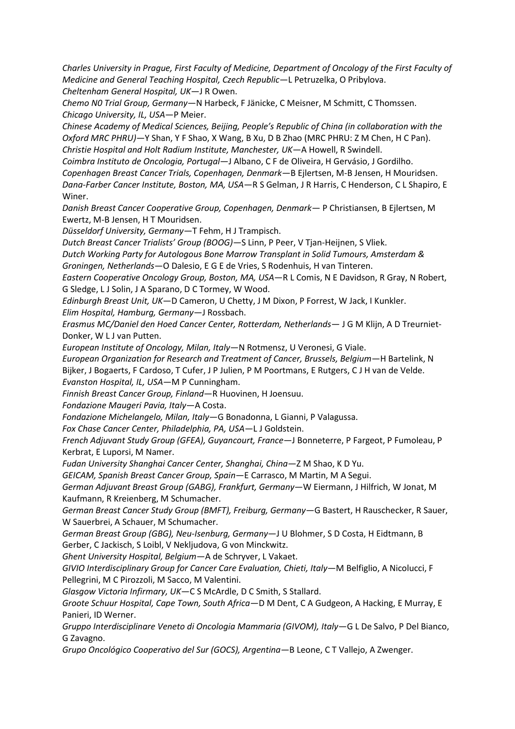*Charles University in Prague, First Faculty of Medicine, Department of Oncology of the First Faculty of Medicine and General Teaching Hospital, Czech Republic*—L Petruzelka, O Pribylova.
*Cheltenham General Hospital, UK*—J R Owen.
*Chemo N0 Trial Group, Germany*—N Harbeck, F Jänicke, C Meisner, M Schmitt, C Thomssen.
*Chicago University, IL, USA*—P Meier.
*Chinese Academy of Medical Sciences, Beijing, People's Republic of China (in collaboration with the Oxford MRC PHRU)*—Y Shan, Y F Shao, X Wang, B Xu, D B Zhao (MRC PHRU: Z M Chen, H C Pan).
*Christie Hospital and Holt Radium Institute, Manchester, UK*—A Howell, R Swindell.
*Coimbra Instituto de Oncologia, Portugal*—J Albano, C F de Oliveira, H Gervásio, J Gordilho.
*Copenhagen Breast Cancer Trials, Copenhagen, Denmark*—B Ejlertsen, M-B Jensen, H Mouridsen.
*Dana-Farber Cancer Institute, Boston, MA, USA*—R S Gelman, J R Harris, C Henderson, C L Shapiro, E Winer.
*Danish Breast Cancer Cooperative Group, Copenhagen, Denmark*— P Christiansen, B Ejlertsen, M Ewertz, M-B Jensen, H T Mouridsen.
*Düsseldorf University, Germany*—T Fehm, H J Trampisch.
*Dutch Breast Cancer Trialists' Group (BOOG)*—S Linn, P Peer, V Tjan-Heijnen, S Vliek.
*Dutch Working Party for Autologous Bone Marrow Transplant in Solid Tumours, Amsterdam & Groningen, Netherlands*—O Dalesio, E G E de Vries, S Rodenhuis, H van Tinteren.
*Eastern Cooperative Oncology Group, Boston, MA, USA*—R L Comis, N E Davidson, R Gray, N Robert, G Sledge, L J Solin, J A Sparano, D C Tormey, W Wood.
*Edinburgh Breast Unit, UK*—D Cameron, U Chetty, J M Dixon, P Forrest, W Jack, I Kunkler.
*Elim Hospital, Hamburg, Germany*—J Rossbach.
*Erasmus MC/Daniel den Hoed Cancer Center, Rotterdam, Netherlands*— J G M Klijn, A D Treurniet-Donker, W L J van Putten.
*European Institute of Oncology, Milan, Italy*—N Rotmensz, U Veronesi, G Viale.
*European Organization for Research and Treatment of Cancer, Brussels, Belgium*—H Bartelink, N Bijker, J Bogaerts, F Cardoso, T Cufer, J P Julien, P M Poortmans, E Rutgers, C J H van de Velde.
*Evanston Hospital, IL, USA*—M P Cunningham.
*Finnish Breast Cancer Group, Finland*—R Huovinen, H Joensuu.
*Fondazione Maugeri Pavia, Italy*—A Costa.
*Fondazione Michelangelo, Milan, Italy*—G Bonadonna, L Gianni, P Valagussa.
*Fox Chase Cancer Center, Philadelphia, PA, USA*—L J Goldstein.
*French Adjuvant Study Group (GFEA), Guyancourt, France*—J Bonneterre, P Fargeot, P Fumoleau, P Kerbrat, E Luporsi, M Namer.
*Fudan University Shanghai Cancer Center, Shanghai, China*—Z M Shao, K D Yu.
*GEICAM, Spanish Breast Cancer Group, Spain*—E Carrasco, M Martin, M A Segui.
*German Adjuvant Breast Group (GABG), Frankfurt, Germany*—W Eiermann, J Hilfrich, W Jonat, M Kaufmann, R Kreienberg, M Schumacher.
*German Breast Cancer Study Group (BMFT), Freiburg, Germany*—G Bastert, H Rauschecker, R Sauer, W Sauerbrei, A Schauer, M Schumacher.
*German Breast Group (GBG), Neu-Isenburg, Germany*—J U Blohmer, S D Costa, H Eidtmann, B Gerber, C Jackisch, S Loibl, V Nekljudova, G von Minckwitz.
*Ghent University Hospital, Belgium*—A de Schryver, L Vakaet.
*GIVIO Interdisciplinary Group for Cancer Care Evaluation, Chieti, Italy*—M Belfiglio, A Nicolucci, F Pellegrini, M C Pirozzoli, M Sacco, M Valentini.
*Glasgow Victoria Infirmary, UK*—C S McArdle, D C Smith, S Stallard.
*Groote Schuur Hospital, Cape Town, South Africa*—D M Dent, C A Gudgeon, A Hacking, E Murray, E Panieri, ID Werner.
*Gruppo Interdisciplinare Veneto di Oncologia Mammaria (GIVOM), Italy*—G L De Salvo, P Del Bianco, G Zavagno.
*Grupo Oncológico Cooperativo del Sur (GOCS), Argentina*—B Leone, C T Vallejo, A Zwenger.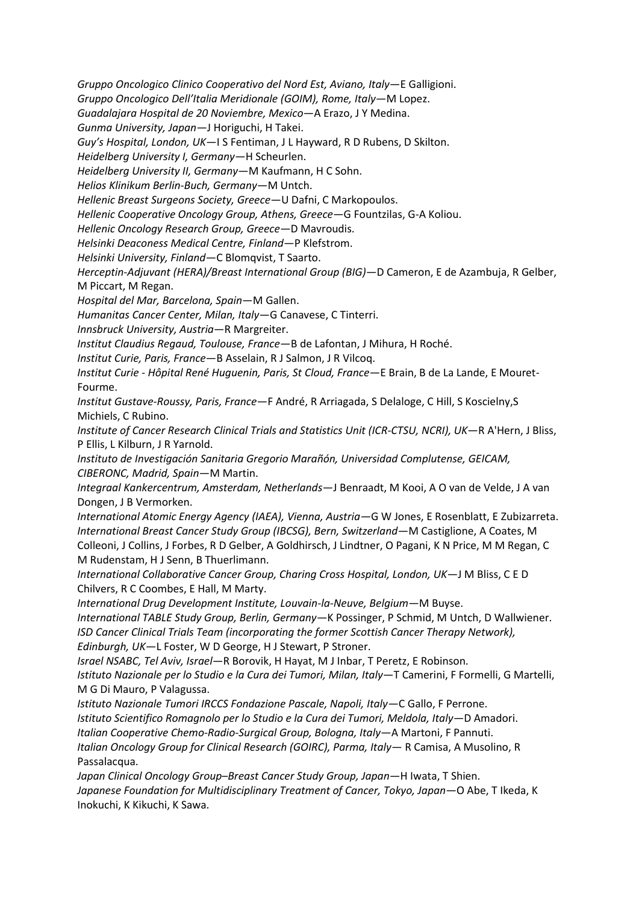*Gruppo Oncologico Clinico Cooperativo del Nord Est, Aviano, Italy*—E Galligioni.
*Gruppo Oncologico Dell'Italia Meridionale (GOIM), Rome, Italy*—M Lopez.
*Guadalajara Hospital de 20 Noviembre, Mexico*—A Erazo, J Y Medina.
*Gunma University, Japan*—J Horiguchi, H Takei.
*Guy's Hospital, London, UK*—I S Fentiman, J L Hayward, R D Rubens, D Skilton.
*Heidelberg University I, Germany*—H Scheurlen.
*Heidelberg University II, Germany*—M Kaufmann, H C Sohn.
*Helios Klinikum Berlin-Buch, Germany*—M Untch.
*Hellenic Breast Surgeons Society, Greece*—U Dafni, C Markopoulos.
*Hellenic Cooperative Oncology Group, Athens, Greece*—G Fountzilas, G-A Koliou.
*Hellenic Oncology Research Group, Greece*—D Mavroudis.
*Helsinki Deaconess Medical Centre, Finland*—P Klefstrom.
*Helsinki University, Finland*—C Blomqvist, T Saarto.
*Herceptin-Adjuvant (HERA)/Breast International Group (BIG)*—D Cameron, E de Azambuja, R Gelber, M Piccart, M Regan.
*Hospital del Mar, Barcelona, Spain*—M Gallen.
*Humanitas Cancer Center, Milan, Italy*—G Canavese, C Tinterri.
*Innsbruck University, Austria*—R Margreiter.
*Institut Claudius Regaud, Toulouse, France*—B de Lafontan, J Mihura, H Roché.
*Institut Curie, Paris, France*—B Asselain, R J Salmon, J R Vilcoq.
*Institut Curie - Hôpital René Huguenin, Paris, St Cloud, France*—E Brain, B de La Lande, E Mouret-Fourme.
*Institut Gustave-Roussy, Paris, France*—F André, R Arriagada, S Delaloge, C Hill, S Koscielny,S Michiels, C Rubino.
*Institute of Cancer Research Clinical Trials and Statistics Unit (ICR-CTSU, NCRI), UK*—R A'Hern, J Bliss, P Ellis, L Kilburn, J R Yarnold.
*Instituto de Investigación Sanitaria Gregorio Marañón, Universidad Complutense, GEICAM, CIBERONC, Madrid, Spain*—M Martin.
*Integraal Kankercentrum, Amsterdam, Netherlands*—J Benraadt, M Kooi, A O van de Velde, J A van Dongen, J B Vermorken.
*International Atomic Energy Agency (IAEA), Vienna, Austria*—G W Jones, E Rosenblatt, E Zubizarreta.
*International Breast Cancer Study Group (IBCSG), Bern, Switzerland*—M Castiglione, A Coates, M Colleoni, J Collins, J Forbes, R D Gelber, A Goldhirsch, J Lindtner, O Pagani, K N Price, M M Regan, C M Rudenstam, H J Senn, B Thuerlimann.
*International Collaborative Cancer Group, Charing Cross Hospital, London, UK*—J M Bliss, C E D Chilvers, R C Coombes, E Hall, M Marty.
*International Drug Development Institute, Louvain-la-Neuve, Belgium*—M Buyse.
*International TABLE Study Group, Berlin, Germany*—K Possinger, P Schmid, M Untch, D Wallwiener.
*ISD Cancer Clinical Trials Team (incorporating the former Scottish Cancer Therapy Network), Edinburgh, UK*—L Foster, W D George, H J Stewart, P Stroner.
*Israel NSABC, Tel Aviv, Israel*—R Borovik, H Hayat, M J Inbar, T Peretz, E Robinson.
*Istituto Nazionale per lo Studio e la Cura dei Tumori, Milan, Italy*—T Camerini, F Formelli, G Martelli, M G Di Mauro, P Valagussa.
*Istituto Nazionale Tumori IRCCS Fondazione Pascale, Napoli, Italy*—C Gallo, F Perrone.
*Istituto Scientifico Romagnolo per lo Studio e la Cura dei Tumori, Meldola, Italy*—D Amadori.
*Italian Cooperative Chemo-Radio-Surgical Group, Bologna, Italy*—A Martoni, F Pannuti.
*Italian Oncology Group for Clinical Research (GOIRC), Parma, Italy*— R Camisa, A Musolino, R Passalacqua.
*Japan Clinical Oncology Group–Breast Cancer Study Group, Japan*—H Iwata, T Shien.
*Japanese Foundation for Multidisciplinary Treatment of Cancer, Tokyo, Japan*—O Abe, T Ikeda, K Inokuchi, K Kikuchi, K Sawa.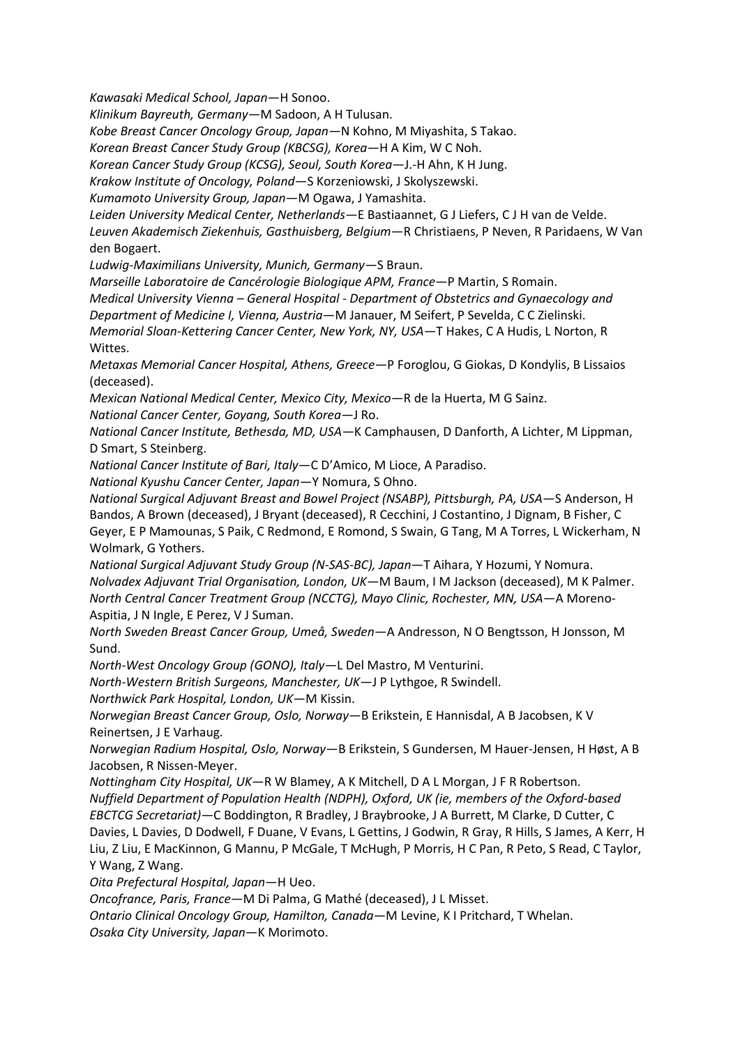*Kawasaki Medical School, Japan*—H Sonoo.

*Klinikum Bayreuth, Germany*—M Sadoon, A H Tulusan.

*Kobe Breast Cancer Oncology Group, Japan*—N Kohno, M Miyashita, S Takao.

*Korean Breast Cancer Study Group (KBCSG), Korea*—H A Kim, W C Noh.

*Korean Cancer Study Group (KCSG), Seoul, South Korea*—J.-H Ahn, K H Jung.

*Krakow Institute of Oncology, Poland*—S Korzeniowski, J Skolyszewski.

*Kumamoto University Group, Japan*—M Ogawa, J Yamashita.

*Leiden University Medical Center, Netherlands*—E Bastiaannet, G J Liefers, C J H van de Velde.

*Leuven Akademisch Ziekenhuis, Gasthuisberg, Belgium*—R Christiaens, P Neven, R Paridaens, W Van den Bogaert.

*Ludwig-Maximilians University, Munich, Germany*—S Braun.

*Marseille Laboratoire de Cancérologie Biologique APM, France*—P Martin, S Romain.

*Medical University Vienna – General Hospital - Department of Obstetrics and Gynaecology and Department of Medicine I, Vienna, Austria*—M Janauer, M Seifert, P Sevelda, C C Zielinski.

*Memorial Sloan-Kettering Cancer Center, New York, NY, USA*—T Hakes, C A Hudis, L Norton, R Wittes.

*Metaxas Memorial Cancer Hospital, Athens, Greece*—P Foroglou, G Giokas, D Kondylis, B Lissaios (deceased).

*Mexican National Medical Center, Mexico City, Mexico*—R de la Huerta, M G Sainz.

*National Cancer Center, Goyang, South Korea*—J Ro.

*National Cancer Institute, Bethesda, MD, USA*—K Camphausen, D Danforth, A Lichter, M Lippman, D Smart, S Steinberg.

*National Cancer Institute of Bari, Italy*—C D'Amico, M Lioce, A Paradiso.

*National Kyushu Cancer Center, Japan*—Y Nomura, S Ohno.

*National Surgical Adjuvant Breast and Bowel Project (NSABP), Pittsburgh, PA, USA*—S Anderson, H Bandos, A Brown (deceased), J Bryant (deceased), R Cecchini, J Costantino, J Dignam, B Fisher, C Geyer, E P Mamounas, S Paik, C Redmond, E Romond, S Swain, G Tang, M A Torres, L Wickerham, N Wolmark, G Yothers.

*National Surgical Adjuvant Study Group (N-SAS-BC), Japan*—T Aihara, Y Hozumi, Y Nomura.

*Nolvadex Adjuvant Trial Organisation, London, UK*—M Baum, I M Jackson (deceased), M K Palmer.

*North Central Cancer Treatment Group (NCCTG), Mayo Clinic, Rochester, MN, USA*—A Moreno-Aspitia, J N Ingle, E Perez, V J Suman.

*North Sweden Breast Cancer Group, Umeå, Sweden*—A Andresson, N O Bengtsson, H Jonsson, M Sund.

*North-West Oncology Group (GONO), Italy*—L Del Mastro, M Venturini.

*North-Western British Surgeons, Manchester, UK*—J P Lythgoe, R Swindell.

*Northwick Park Hospital, London, UK*—M Kissin.

*Norwegian Breast Cancer Group, Oslo, Norway*—B Erikstein, E Hannisdal, A B Jacobsen, K V Reinertsen, J E Varhaug.

*Norwegian Radium Hospital, Oslo, Norway*—B Erikstein, S Gundersen, M Hauer-Jensen, H Høst, A B Jacobsen, R Nissen-Meyer.

*Nottingham City Hospital, UK*—R W Blamey, A K Mitchell, D A L Morgan, J F R Robertson.

*Nuffield Department of Population Health (NDPH), Oxford, UK (ie, members of the Oxford-based EBCTCG Secretariat)*—C Boddington, R Bradley, J Braybrooke, J A Burrett, M Clarke, D Cutter, C Davies, L Davies, D Dodwell, F Duane, V Evans, L Gettins, J Godwin, R Gray, R Hills, S James, A Kerr, H Liu, Z Liu, E MacKinnon, G Mannu, P McGale, T McHugh, P Morris, H C Pan, R Peto, S Read, C Taylor, Y Wang, Z Wang.

*Oita Prefectural Hospital, Japan*—H Ueo.

*Oncofrance, Paris, France*—M Di Palma, G Mathé (deceased), J L Misset.

*Ontario Clinical Oncology Group, Hamilton, Canada*—M Levine, K I Pritchard, T Whelan.

*Osaka City University, Japan*—K Morimoto.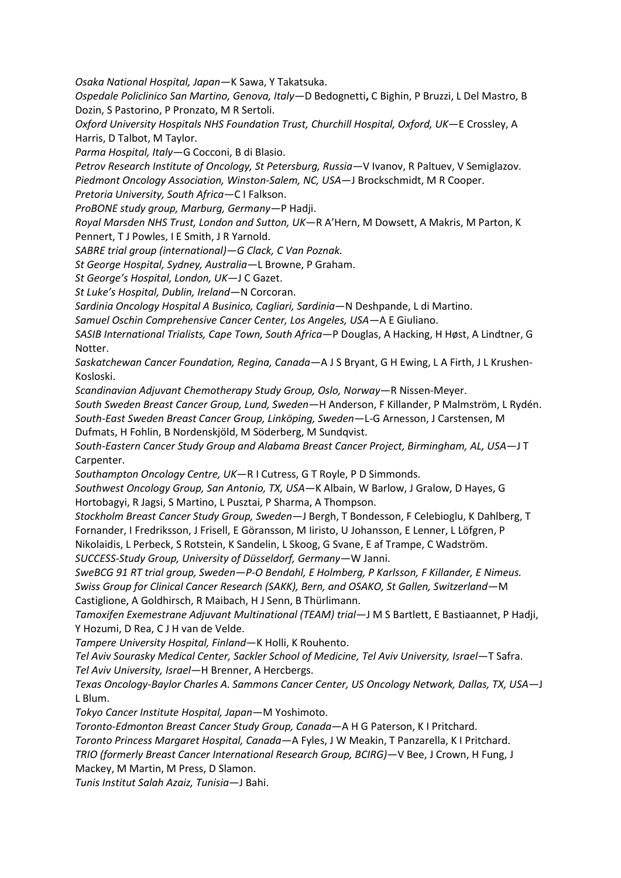*Osaka National Hospital, Japan*—K Sawa, Y Takatsuka.

*Ospedale Policlinico San Martino, Genova, Italy*—D Bedognetti**,** C Bighin, P Bruzzi, L Del Mastro, B Dozin, S Pastorino, P Pronzato, M R Sertoli.

*Oxford University Hospitals NHS Foundation Trust, Churchill Hospital, Oxford, UK*—E Crossley, A Harris, D Talbot, M Taylor.

*Parma Hospital, Italy*—G Cocconi, B di Blasio.

*Petrov Research Institute of Oncology, St Petersburg, Russia*—V Ivanov, R Paltuev, V Semiglazov.

*Piedmont Oncology Association, Winston-Salem, NC, USA*—J Brockschmidt, M R Cooper.

*Pretoria University, South Africa*—C I Falkson.

*ProBONE study group, Marburg, Germany*—P Hadji.

*Royal Marsden NHS Trust, London and Sutton, UK*—R A'Hern, M Dowsett, A Makris, M Parton, K Pennert, T J Powles, I E Smith, J R Yarnold.

*SABRE trial group (international)—G Clack, C Van Poznak.*

*St George Hospital, Sydney, Australia*—L Browne, P Graham.

*St George's Hospital, London, UK*—J C Gazet.

*St Luke's Hospital, Dublin, Ireland*—N Corcoran.

*Sardinia Oncology Hospital A Businico, Cagliari, Sardinia*—N Deshpande, L di Martino.

*Samuel Oschin Comprehensive Cancer Center, Los Angeles, USA*—A E Giuliano.

*SASIB International Trialists, Cape Town, South Africa*—P Douglas, A Hacking, H Høst, A Lindtner, G Notter.

*Saskatchewan Cancer Foundation, Regina, Canada*—A J S Bryant, G H Ewing, L A Firth, J L Krushen-Kosloski.

*Scandinavian Adjuvant Chemotherapy Study Group, Oslo, Norway*—R Nissen-Meyer.

*South Sweden Breast Cancer Group, Lund, Sweden*—H Anderson, F Killander, P Malmström, L Rydén.

*South-East Sweden Breast Cancer Group, Linköping, Sweden*—L-G Arnesson, J Carstensen, M Dufmats, H Fohlin, B Nordenskjöld, M Söderberg, M Sundqvist.

*South-Eastern Cancer Study Group and Alabama Breast Cancer Project, Birmingham, AL, USA*—J T Carpenter.

*Southampton Oncology Centre, UK*—R I Cutress, G T Royle, P D Simmonds.

*Southwest Oncology Group, San Antonio, TX, USA*—K Albain, W Barlow, J Gralow, D Hayes, G Hortobagyi, R Jagsi, S Martino, L Pusztai, P Sharma, A Thompson.

*Stockholm Breast Cancer Study Group, Sweden*—J Bergh, T Bondesson, F Celebioglu, K Dahlberg, T Fornander, I Fredriksson, J Frisell, E Göransson, M Iiristo, U Johansson, E Lenner, L Löfgren, P Nikolaidis, L Perbeck, S Rotstein, K Sandelin, L Skoog, G Svane, E af Trampe, C Wadström.

*SUCCESS-Study Group, University of Düsseldorf, Germany*—W Janni.

*SweBCG 91 RT trial group, Sweden—P-O Bendahl, E Holmberg, P Karlsson, F Killander, E Nimeus.*

*Swiss Group for Clinical Cancer Research (SAKK), Bern, and OSAKO, St Gallen, Switzerland*—M Castiglione, A Goldhirsch, R Maibach, H J Senn, B Thürlimann.

*Tamoxifen Exemestrane Adjuvant Multinational (TEAM) trial*—J M S Bartlett, E Bastiaannet, P Hadji, Y Hozumi, D Rea, C J H van de Velde.

*Tampere University Hospital, Finland*—K Holli, K Rouhento.

*Tel Aviv Sourasky Medical Center, Sackler School of Medicine, Tel Aviv University, Israel*—T Safra.

*Tel Aviv University, Israel*—H Brenner, A Hercbergs.

*Texas Oncology-Baylor Charles A. Sammons Cancer Center, US Oncology Network, Dallas, TX, USA*—J L Blum.

*Tokyo Cancer Institute Hospital, Japan*—M Yoshimoto.

*Toronto-Edmonton Breast Cancer Study Group, Canada*—A H G Paterson, K I Pritchard.

*Toronto Princess Margaret Hospital, Canada*—A Fyles, J W Meakin, T Panzarella, K I Pritchard.

*TRIO (formerly Breast Cancer International Research Group, BCIRG)*—V Bee, J Crown, H Fung, J Mackey, M Martin, M Press, D Slamon.

*Tunis Institut Salah Azaiz, Tunisia*—J Bahi.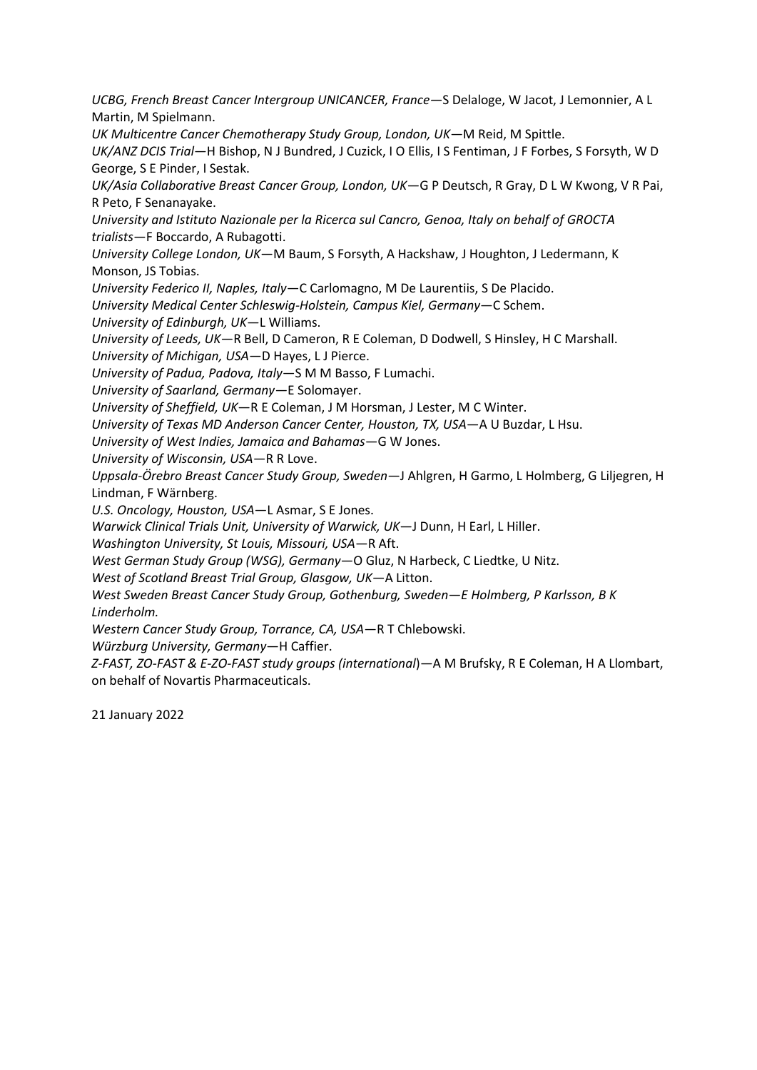*UCBG, French Breast Cancer Intergroup UNICANCER, France*—S Delaloge, W Jacot, J Lemonnier, A L Martin, M Spielmann.

*UK Multicentre Cancer Chemotherapy Study Group, London, UK*—M Reid, M Spittle.

*UK/ANZ DCIS Trial*—H Bishop, N J Bundred, J Cuzick, I O Ellis, I S Fentiman, J F Forbes, S Forsyth, W D George, S E Pinder, I Sestak.

*UK/Asia Collaborative Breast Cancer Group, London, UK*—G P Deutsch, R Gray, D L W Kwong, V R Pai, R Peto, F Senanayake.

*University and Istituto Nazionale per la Ricerca sul Cancro, Genoa, Italy on behalf of GROCTA trialists*—F Boccardo, A Rubagotti.

*University College London, UK*—M Baum, S Forsyth, A Hackshaw, J Houghton, J Ledermann, K Monson, JS Tobias.

*University Federico II, Naples, Italy*—C Carlomagno, M De Laurentiis, S De Placido.

*University Medical Center Schleswig-Holstein, Campus Kiel, Germany*—C Schem.

*University of Edinburgh, UK*—L Williams.

*University of Leeds, UK*—R Bell, D Cameron, R E Coleman, D Dodwell, S Hinsley, H C Marshall.

*University of Michigan, USA*—D Hayes, L J Pierce.

*University of Padua, Padova, Italy*—S M M Basso, F Lumachi.

*University of Saarland, Germany*—E Solomayer.

*University of Sheffield, UK*—R E Coleman, J M Horsman, J Lester, M C Winter.

*University of Texas MD Anderson Cancer Center, Houston, TX, USA*—A U Buzdar, L Hsu.

*University of West Indies, Jamaica and Bahamas*—G W Jones.

*University of Wisconsin, USA*—R R Love.

*Uppsala-Örebro Breast Cancer Study Group, Sweden*—J Ahlgren, H Garmo, L Holmberg, G Liljegren, H Lindman, F Wärnberg.

*U.S. Oncology, Houston, USA*—L Asmar, S E Jones.

*Warwick Clinical Trials Unit, University of Warwick, UK*—J Dunn, H Earl, L Hiller.

*Washington University, St Louis, Missouri, USA*—R Aft.

*West German Study Group (WSG), Germany*—O Gluz, N Harbeck, C Liedtke, U Nitz.

*West of Scotland Breast Trial Group, Glasgow, UK*—A Litton.

*West Sweden Breast Cancer Study Group, Gothenburg, Sweden—E Holmberg, P Karlsson, B K Linderholm.*

*Western Cancer Study Group, Torrance, CA, USA*—R T Chlebowski.

*Würzburg University, Germany*—H Caffier.

*Z-FAST, ZO-FAST & E-ZO-FAST study groups (international*)—A M Brufsky, R E Coleman, H A Llombart, on behalf of Novartis Pharmaceuticals.

21 January 2022